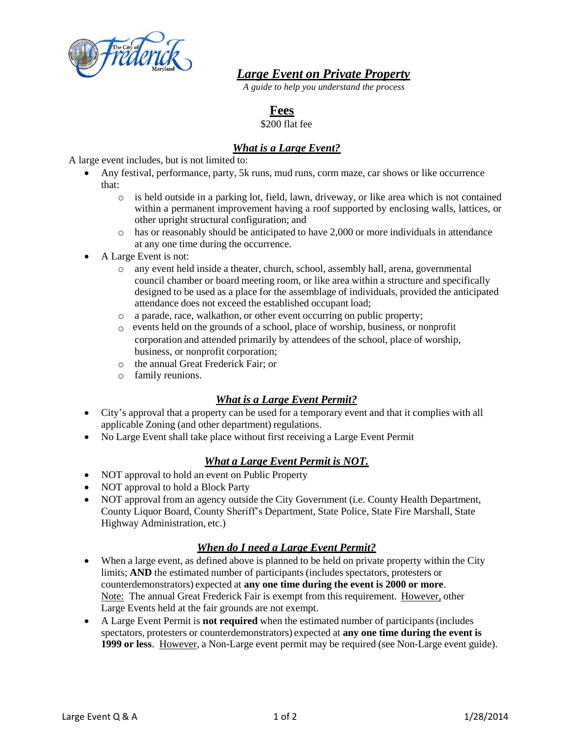# *Large Event on Private Property*

*A guide to help you understand the process*

## Fees

$200 flat fee

## *What is a Large Event?*

A large event includes, but is not limited to:

- Any festival, performance, party, 5k runs, mud runs, corm maze, car shows or like occurrence that:
  - is held outside in a parking lot, field, lawn, driveway, or like area which is not contained within a permanent improvement having a roof supported by enclosing walls, lattices, or other upright structural configuration; and
  - has or reasonably should be anticipated to have 2,000 or more individuals in attendance at any one time during the occurrence.
- A Large Event is not:
  - any event held inside a theater, church, school, assembly hall, arena, governmental council chamber or board meeting room, or like area within a structure and specifically designed to be used as a place for the assemblage of individuals, provided the anticipated attendance does not exceed the established occupant load;
  - a parade, race, walkathon, or other event occurring on public property;
  - events held on the grounds of a school, place of worship, business, or nonprofit corporation and attended primarily by attendees of the school, place of worship, business, or nonprofit corporation;
  - the annual Great Frederick Fair; or
  - family reunions.

## *What is a Large Event Permit?*

- City's approval that a property can be used for a temporary event and that it complies with all applicable Zoning (and other department) regulations.
- No Large Event shall take place without first receiving a Large Event Permit

## *What a Large Event Permit is NOT.*

- NOT approval to hold an event on Public Property
- NOT approval to hold a Block Party
- NOT approval from an agency outside the City Government (i.e. County Health Department, County Liquor Board, County Sheriff's Department, State Police, State Fire Marshall, State Highway Administration, etc.)

## *When do I need a Large Event Permit?*

- When a large event, as defined above is planned to be held on private property within the City limits; **AND** the estimated number of participants (includes spectators, protesters or counterdemonstrators) expected at **any one time during the event is 2000 or more**. Note: The annual Great Frederick Fair is exempt from this requirement. However, other Large Events held at the fair grounds are not exempt.
- A Large Event Permit is **not required** when the estimated number of participants (includes spectators, protesters or counterdemonstrators) expected at **any one time during the event is 1999 or less**. However, a Non-Large event permit may be required (see Non-Large event guide).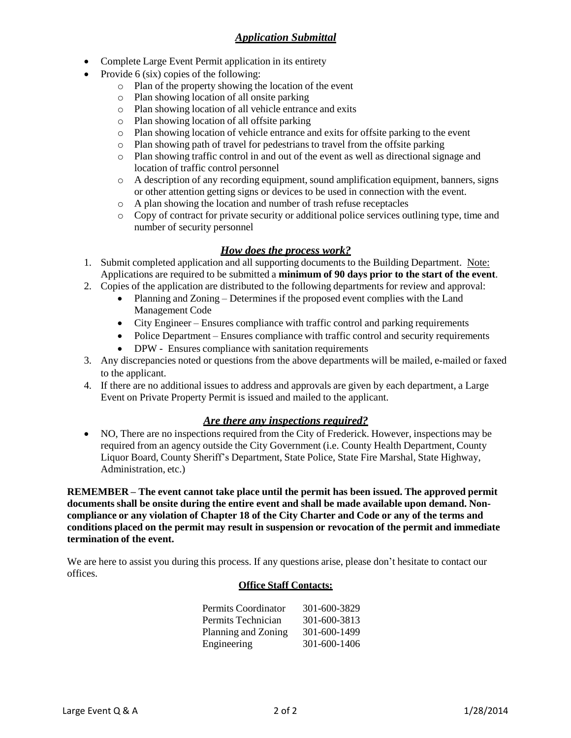## ***Application Submittal***

- Complete Large Event Permit application in its entirety
- Provide 6 (six) copies of the following:
  - Plan of the property showing the location of the event
  - Plan showing location of all onsite parking
  - Plan showing location of all vehicle entrance and exits
  - Plan showing location of all offsite parking
  - Plan showing location of vehicle entrance and exits for offsite parking to the event
  - Plan showing path of travel for pedestrians to travel from the offsite parking
  - Plan showing traffic control in and out of the event as well as directional signage and location of traffic control personnel
  - A description of any recording equipment, sound amplification equipment, banners, signs or other attention getting signs or devices to be used in connection with the event.
  - A plan showing the location and number of trash refuse receptacles
  - Copy of contract for private security or additional police services outlining type, time and number of security personnel

## ***How does the process work?***

1. Submit completed application and all supporting documents to the Building Department. Note: Applications are required to be submitted a **minimum of 90 days prior to the start of the event**.
2. Copies of the application are distributed to the following departments for review and approval:
   - Planning and Zoning – Determines if the proposed event complies with the Land Management Code
   - City Engineer – Ensures compliance with traffic control and parking requirements
   - Police Department – Ensures compliance with traffic control and security requirements
   - DPW - Ensures compliance with sanitation requirements
3. Any discrepancies noted or questions from the above departments will be mailed, e-mailed or faxed to the applicant.
4. If there are no additional issues to address and approvals are given by each department, a Large Event on Private Property Permit is issued and mailed to the applicant.

## ***Are there any inspections required?***

- NO, There are no inspections required from the City of Frederick. However, inspections may be required from an agency outside the City Government (i.e. County Health Department, County Liquor Board, County Sheriff's Department, State Police, State Fire Marshal, State Highway, Administration, etc.)

**REMEMBER – The event cannot take place until the permit has been issued. The approved permit documents shall be onsite during the entire event and shall be made available upon demand. Non-compliance or any violation of Chapter 18 of the City Charter and Code or any of the terms and conditions placed on the permit may result in suspension or revocation of the permit and immediate termination of the event.**

We are here to assist you during this process. If any questions arise, please don't hesitate to contact our offices.

**Office Staff Contacts:**

| | |
|---|---|
| Permits Coordinator | 301-600-3829 |
| Permits Technician | 301-600-3813 |
| Planning and Zoning | 301-600-1499 |
| Engineering | 301-600-1406 |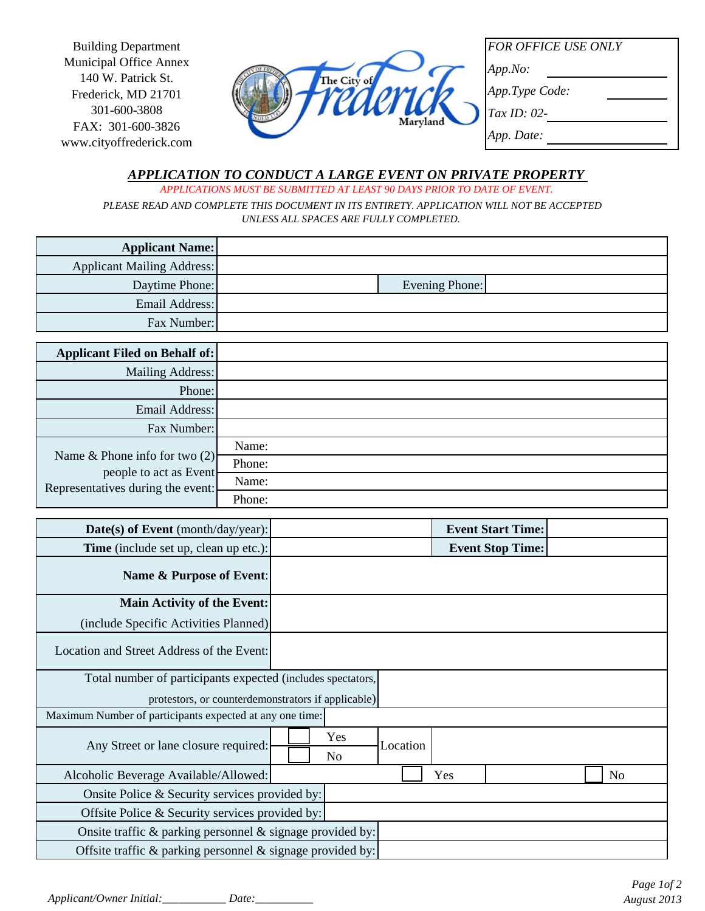Building Department
Municipal Office Annex
140 W. Patrick St.
Frederick, MD 21701
301-600-3808
FAX: 301-600-3826
www.cityoffrederick.com

The City of Frederick Maryland

| *FOR OFFICE USE ONLY* | |
|---|---|
| *App.No:* | |
| *App.Type Code:* | |
| *Tax ID: 02-* | |
| *App. Date:* | |

## ***APPLICATION TO CONDUCT A LARGE EVENT ON PRIVATE PROPERTY***

*APPLICATIONS MUST BE SUBMITTED AT LEAST 90 DAYS PRIOR TO DATE OF EVENT.*

*PLEASE READ AND COMPLETE THIS DOCUMENT IN ITS ENTIRETY. APPLICATION WILL NOT BE ACCEPTED UNLESS ALL SPACES ARE FULLY COMPLETED.*

| | | | |
|---|---|---|---|
| **Applicant Name:** | | | |
| Applicant Mailing Address: | | | |
| Daytime Phone: | | Evening Phone: | |
| Email Address: | | | |
| Fax Number: | | | |

| | |
|---|---|
| **Applicant Filed on Behalf of:** | |
| Mailing Address: | |
| Phone: | |
| Email Address: | |
| Fax Number: | |
| Name & Phone info for two (2) people to act as Event Representatives during the event: | Name: |
| | Phone: |
| | Name: |
| | Phone: |

| | | | | | |
|---|---|---|---|---|---|
| **Date(s) of Event** (month/day/year): | | | **Event Start Time:** | | |
| **Time** (include set up, clean up etc.): | | | **Event Stop Time:** | | |
| **Name & Purpose of Event**: | | | | | |
| **Main Activity of the Event:** (include Specific Activities Planned) | | | | | |
| Location and Street Address of the Event: | | | | | |
| Total number of participants expected (includes spectators, protestors, or counterdemonstrators if applicable) | | | | | |
| Maximum Number of participants expected at any one time: | | | | | |
| Any Street or lane closure required: | ☐ Yes ☐ No | Location | | | |
| Alcoholic Beverage Available/Allowed: | ☐ Yes | | ☐ No | | |
| Onsite Police & Security services provided by: | | | | | |
| Offsite Police & Security services provided by: | | | | | |
| Onsite traffic & parking personnel & signage provided by: | | | | | |
| Offsite traffic & parking personnel & signage provided by: | | | | | |

*Applicant/Owner Initial:___________ Date:__________*

*August 2013*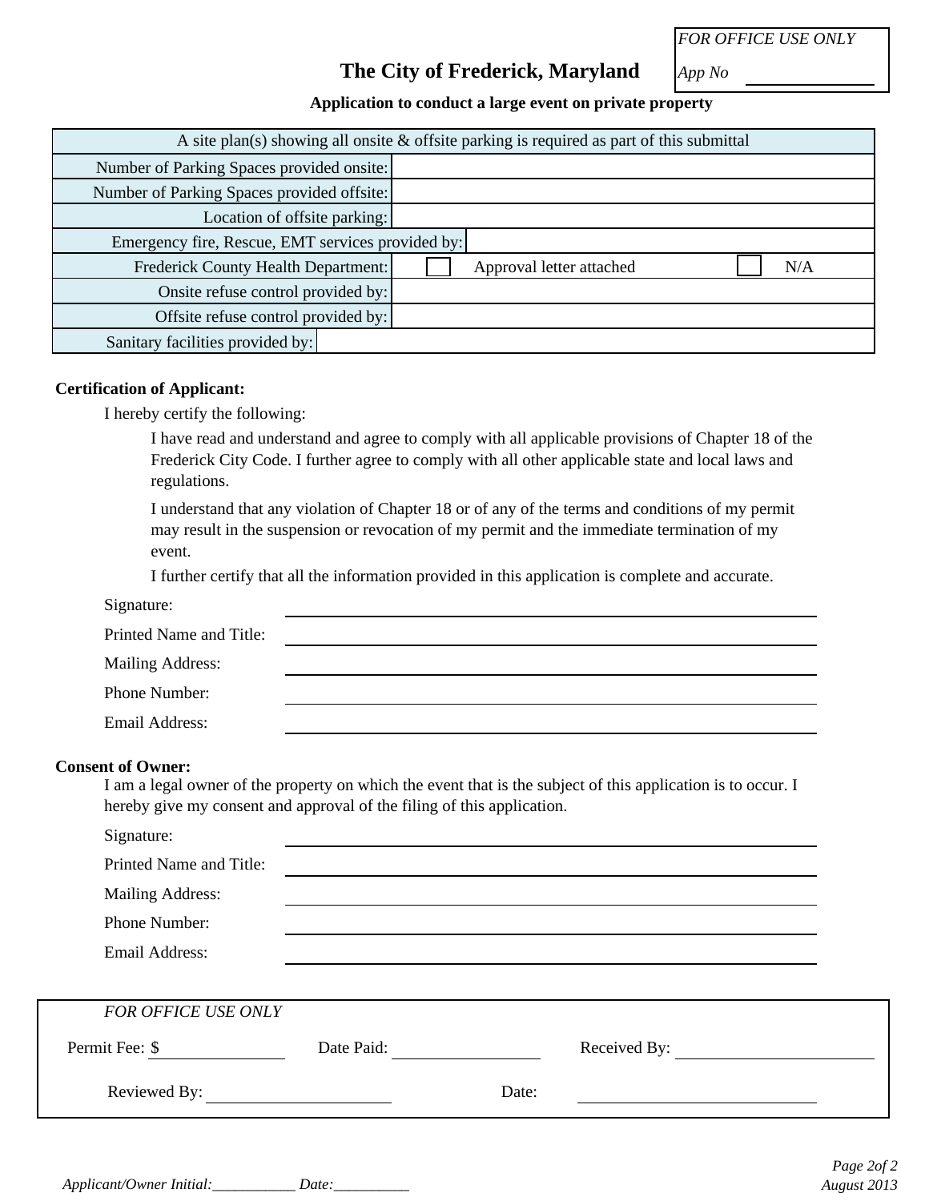*FOR OFFICE USE ONLY*

*App No* ______________

# The City of Frederick, Maryland

**Application to conduct a large event on private property**

| A site plan(s) showing all onsite & offsite parking is required as part of this submittal | |
|---|---|
| Number of Parking Spaces provided onsite: | |
| Number of Parking Spaces provided offsite: | |
| Location of offsite parking: | |
| Emergency fire, Rescue, EMT services provided by: | |
| Frederick County Health Department: | ☐ Approval letter attached ☐ N/A |
| Onsite refuse control provided by: | |
| Offsite refuse control provided by: | |
| Sanitary facilities provided by: | |

**Certification of Applicant:**

I hereby certify the following:

I have read and understand and agree to comply with all applicable provisions of Chapter 18 of the Frederick City Code. I further agree to comply with all other applicable state and local laws and regulations.

I understand that any violation of Chapter 18 or of any of the terms and conditions of my permit may result in the suspension or revocation of my permit and the immediate termination of my event.

I further certify that all the information provided in this application is complete and accurate.

Signature: ______________________________

Printed Name and Title: ______________________________

Mailing Address: ______________________________

Phone Number: ______________________________

Email Address: ______________________________

**Consent of Owner:**

I am a legal owner of the property on which the event that is the subject of this application is to occur. I hereby give my consent and approval of the filing of this application.

Signature: ______________________________

Printed Name and Title: ______________________________

Mailing Address: ______________________________

Phone Number: ______________________________

Email Address: ______________________________

*FOR OFFICE USE ONLY*

Permit Fee: $ ______________ Date Paid: ______________ Received By: ______________

Reviewed By: ______________ Date: ______________

*Applicant/Owner Initial:___________ Date:__________*

*August 2013*